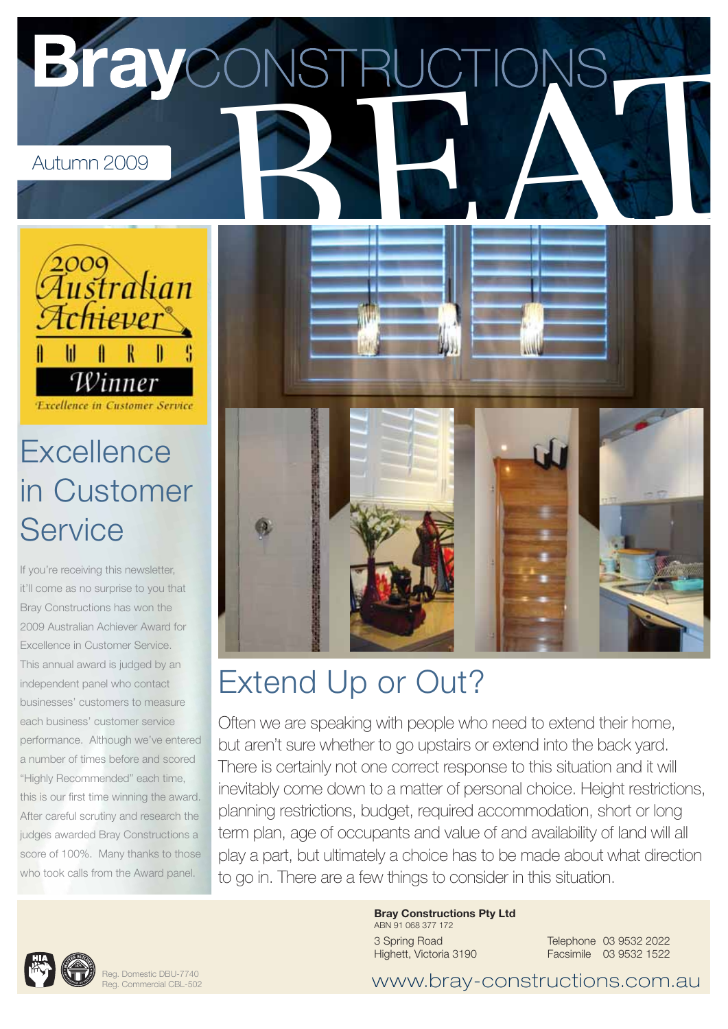# Bray CONSTRUCTIONS BEAT

Autumn 2009

2009 Australian Achiever AWARDS Winner

Excellence in Customer Service

## Excellence in Customer Service

If you're receiving this newsletter, it'll come as no surprise to you that Bray Constructions has won the 2009 Australian Achiever Award for Excellence in Customer Service. This annual award is judged by an independent panel who contact businesses' customers to measure each business' customer service performance. Although we've entered a number of times before and scored "Highly Recommended" each time, this is our first time winning the award. After careful scrutiny and research the judges awarded Bray Constructions a score of 100%. Many thanks to those who took calls from the Award panel.

## Extend Up or Out?

Often we are speaking with people who need to extend their home, but aren't sure whether to go upstairs or extend into the back yard. There is certainly not one correct response to this situation and it will inevitably come down to a matter of personal choice. Height restrictions, planning restrictions, budget, required accommodation, short or long term plan, age of occupants and value of and availability of land will all play a part, but ultimately a choice has to be made about what direction to go in. There are a few things to consider in this situation.

Reg. Domestic DBU-7740
Reg. Commercial CBL-502

**Bray Constructions Pty Ltd**
ABN 91 068 377 172

3 Spring Road
Highett, Victoria 3190

Telephone 03 9532 2022
Facsimile 03 9532 1522

www.bray-constructions.com.au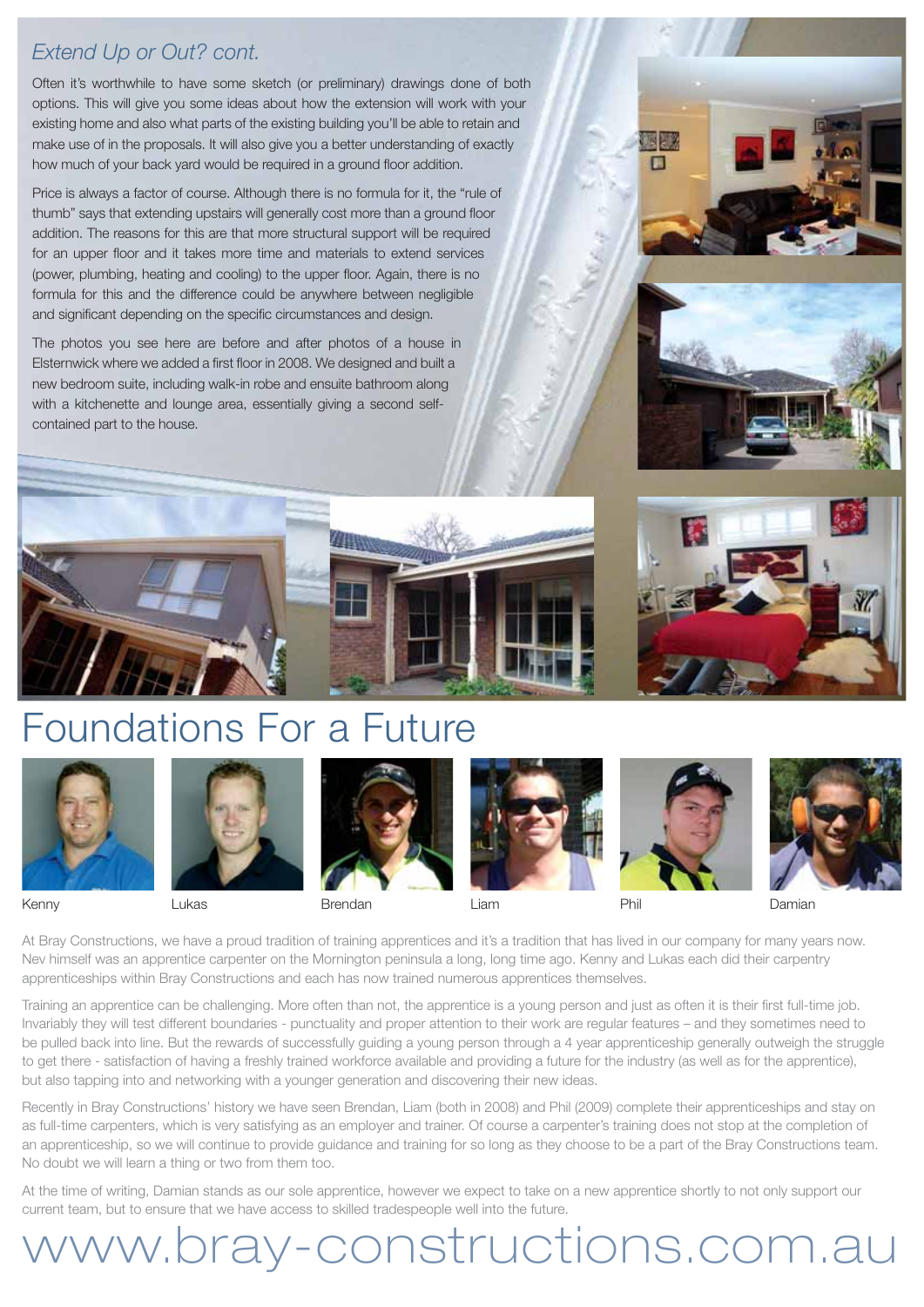*Extend Up or Out? cont.*

Often it's worthwhile to have some sketch (or preliminary) drawings done of both options. This will give you some ideas about how the extension will work with your existing home and also what parts of the existing building you'll be able to retain and make use of in the proposals. It will also give you a better understanding of exactly how much of your back yard would be required in a ground floor addition.

Price is always a factor of course. Although there is no formula for it, the "rule of thumb" says that extending upstairs will generally cost more than a ground floor addition. The reasons for this are that more structural support will be required for an upper floor and it takes more time and materials to extend services (power, plumbing, heating and cooling) to the upper floor. Again, there is no formula for this and the difference could be anywhere between negligible and significant depending on the specific circumstances and design.

The photos you see here are before and after photos of a house in Elsternwick where we added a first floor in 2008. We designed and built a new bedroom suite, including walk-in robe and ensuite bathroom along with a kitchenette and lounge area, essentially giving a second self-contained part to the house.

# Foundations For a Future

Kenny Lukas Brendan Liam Phil Damian

At Bray Constructions, we have a proud tradition of training apprentices and it's a tradition that has lived in our company for many years now. Nev himself was an apprentice carpenter on the Mornington peninsula a long, long time ago. Kenny and Lukas each did their carpentry apprenticeships within Bray Constructions and each has now trained numerous apprentices themselves.

Training an apprentice can be challenging. More often than not, the apprentice is a young person and just as often it is their first full-time job. Invariably they will test different boundaries - punctuality and proper attention to their work are regular features – and they sometimes need to be pulled back into line. But the rewards of successfully guiding a young person through a 4 year apprenticeship generally outweigh the struggle to get there - satisfaction of having a freshly trained workforce available and providing a future for the industry (as well as for the apprentice), but also tapping into and networking with a younger generation and discovering their new ideas.

Recently in Bray Constructions' history we have seen Brendan, Liam (both in 2008) and Phil (2009) complete their apprenticeships and stay on as full-time carpenters, which is very satisfying as an employer and trainer. Of course a carpenter's training does not stop at the completion of an apprenticeship, so we will continue to provide guidance and training for so long as they choose to be a part of the Bray Constructions team. No doubt we will learn a thing or two from them too.

At the time of writing, Damian stands as our sole apprentice, however we expect to take on a new apprentice shortly to not only support our current team, but to ensure that we have access to skilled tradespeople well into the future.

www.bray-constructions.com.au